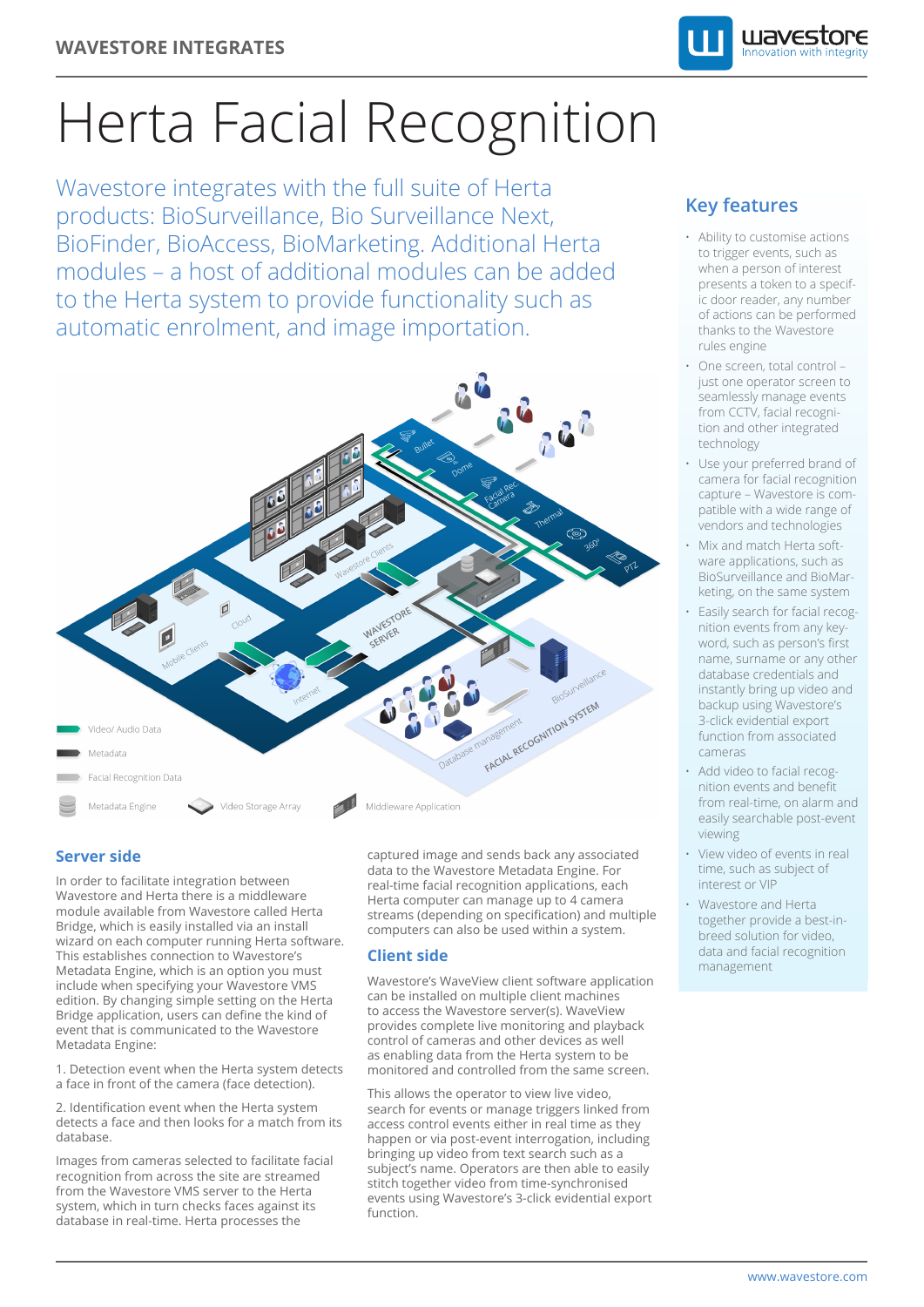WAVESTORE INTEGRATES

# Herta Facial Recognition

Wavestore integrates with the full suite of Herta products: BioSurveillance, Bio Surveillance Next, BioFinder, BioAccess, BioMarketing. Additional Herta modules – a host of additional modules can be added to the Herta system to provide functionality such as automatic enrolment, and image importation.

## Server side

In order to facilitate integration between Wavestore and Herta there is a middleware module available from Wavestore called Herta Bridge, which is easily installed via an install wizard on each computer running Herta software. This establishes connection to Wavestore's Metadata Engine, which is an option you must include when specifying your Wavestore VMS edition. By changing simple setting on the Herta Bridge application, users can define the kind of event that is communicated to the Wavestore Metadata Engine:

1. Detection event when the Herta system detects a face in front of the camera (face detection).

2. Identification event when the Herta system detects a face and then looks for a match from its database.

Images from cameras selected to facilitate facial recognition from across the site are streamed from the Wavestore VMS server to the Herta system, which in turn checks faces against its database in real-time. Herta processes the captured image and sends back any associated data to the Wavestore Metadata Engine. For real-time facial recognition applications, each Herta computer can manage up to 4 camera streams (depending on specification) and multiple computers can also be used within a system.

## Client side

Wavestore's WaveView client software application can be installed on multiple client machines to access the Wavestore server(s). WaveView provides complete live monitoring and playback control of cameras and other devices as well as enabling data from the Herta system to be monitored and controlled from the same screen.

This allows the operator to view live video, search for events or manage triggers linked from access control events either in real time as they happen or via post-event interrogation, including bringing up video from text search such as a subject's name. Operators are then able to easily stitch together video from time-synchronised events using Wavestore's 3-click evidential export function.

## Key features

- Ability to customise actions to trigger events, such as when a person of interest presents a token to a specific door reader, any number of actions can be performed thanks to the Wavestore rules engine
- One screen, total control – just one operator screen to seamlessly manage events from CCTV, facial recognition and other integrated technology
- Use your preferred brand of camera for facial recognition capture – Wavestore is compatible with a wide range of vendors and technologies
- Mix and match Herta software applications, such as BioSurveillance and BioMarketing, on the same system
- Easily search for facial recognition events from any keyword, such as person's first name, surname or any other database credentials and instantly bring up video and backup using Wavestore's 3-click evidential export function from associated cameras
- Add video to facial recognition events and benefit from real-time, on alarm and easily searchable post-event viewing
- View video of events in real time, such as subject of interest or VIP
- Wavestore and Herta together provide a best-in-breed solution for video, data and facial recognition management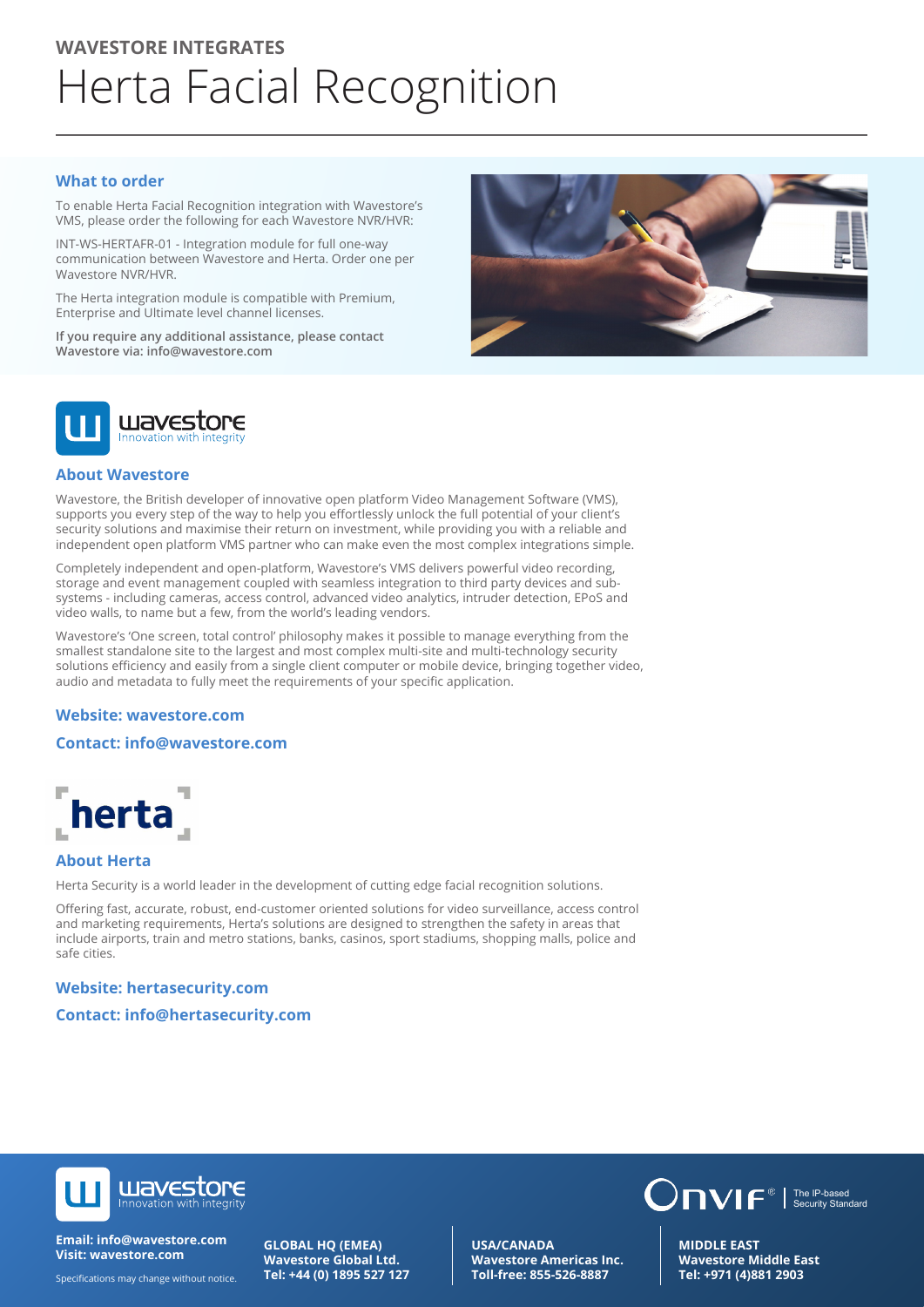## WAVESTORE INTEGRATES

# Herta Facial Recognition

### What to order

To enable Herta Facial Recognition integration with Wavestore's VMS, please order the following for each Wavestore NVR/HVR:

INT-WS-HERTAFR-01 - Integration module for full one-way communication between Wavestore and Herta. Order one per Wavestore NVR/HVR.

The Herta integration module is compatible with Premium, Enterprise and Ultimate level channel licenses.

**If you require any additional assistance, please contact Wavestore via: info@wavestore.com**

### About Wavestore

Wavestore, the British developer of innovative open platform Video Management Software (VMS), supports you every step of the way to help you effortlessly unlock the full potential of your client's security solutions and maximise their return on investment, while providing you with a reliable and independent open platform VMS partner who can make even the most complex integrations simple.

Completely independent and open-platform, Wavestore's VMS delivers powerful video recording, storage and event management coupled with seamless integration to third party devices and sub-systems - including cameras, access control, advanced video analytics, intruder detection, EPoS and video walls, to name but a few, from the world's leading vendors.

Wavestore's 'One screen, total control' philosophy makes it possible to manage everything from the smallest standalone site to the largest and most complex multi-site and multi-technology security solutions efficiency and easily from a single client computer or mobile device, bringing together video, audio and metadata to fully meet the requirements of your specific application.

**Website: wavestore.com**

**Contact: info@wavestore.com**

### About Herta

Herta Security is a world leader in the development of cutting edge facial recognition solutions.

Offering fast, accurate, robust, end-customer oriented solutions for video surveillance, access control and marketing requirements, Herta's solutions are designed to strengthen the safety in areas that include airports, train and metro stations, banks, casinos, sport stadiums, shopping malls, police and safe cities.

**Website: hertasecurity.com**

**Contact: info@hertasecurity.com**

**Email: info@wavestore.com**
**Visit: wavestore.com**

Specifications may change without notice.

**GLOBAL HQ (EMEA)**
**Wavestore Global Ltd.**
**Tel: +44 (0) 1895 527 127**

**USA/CANADA**
**Wavestore Americas Inc.**
**Toll-free: 855-526-8887**

**MIDDLE EAST**
**Wavestore Middle East**
**Tel: +971 (4)881 2903**